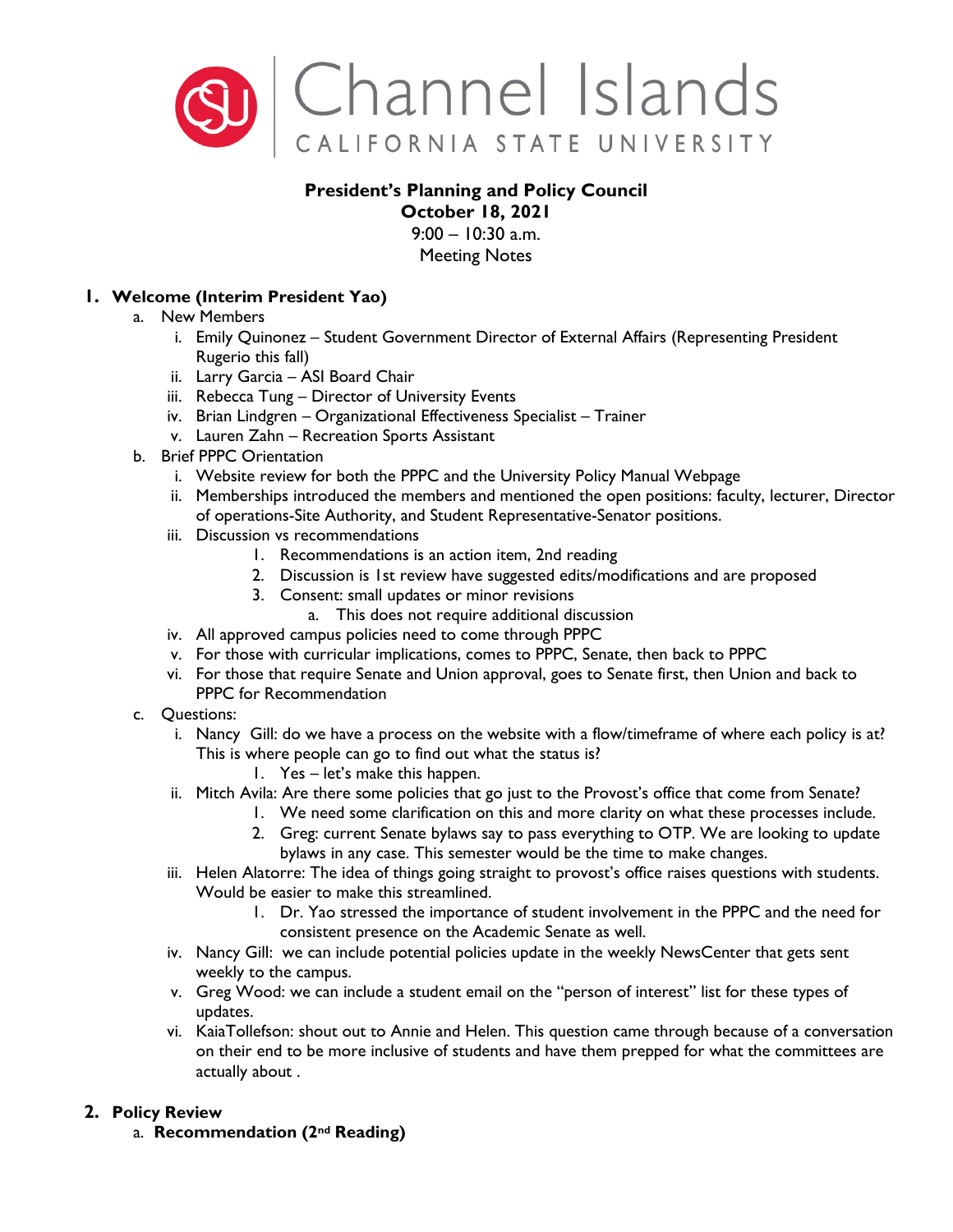Channel Islands

CALIFORNIA STATE UNIVERSITY

**President's Planning and Policy Council**
**October 18, 2021**
9:00 – 10:30 a.m.
Meeting Notes

## 1. Welcome (Interim President Yao)

a. New Members
   i. Emily Quinonez – Student Government Director of External Affairs (Representing President Rugerio this fall)
   ii. Larry Garcia – ASI Board Chair
   iii. Rebecca Tung – Director of University Events
   iv. Brian Lindgren – Organizational Effectiveness Specialist – Trainer
   v. Lauren Zahn – Recreation Sports Assistant

b. Brief PPPC Orientation
   i. Website review for both the PPPC and the University Policy Manual Webpage
   ii. Memberships introduced the members and mentioned the open positions: faculty, lecturer, Director of operations-Site Authority, and Student Representative-Senator positions.
   iii. Discussion vs recommendations
      1. Recommendations is an action item, 2nd reading
      2. Discussion is 1st review have suggested edits/modifications and are proposed
      3. Consent: small updates or minor revisions
         a. This does not require additional discussion
   iv. All approved campus policies need to come through PPPC
   v. For those with curricular implications, comes to PPPC, Senate, then back to PPPC
   vi. For those that require Senate and Union approval, goes to Senate first, then Union and back to PPPC for Recommendation

c. Questions:
   i. Nancy Gill: do we have a process on the website with a flow/timeframe of where each policy is at? This is where people can go to find out what the status is?
      1. Yes – let's make this happen.
   ii. Mitch Avila: Are there some policies that go just to the Provost's office that come from Senate?
      1. We need some clarification on this and more clarity on what these processes include.
      2. Greg: current Senate bylaws say to pass everything to OTP. We are looking to update bylaws in any case. This semester would be the time to make changes.
   iii. Helen Alatorre: The idea of things going straight to provost's office raises questions with students. Would be easier to make this streamlined.
      1. Dr. Yao stressed the importance of student involvement in the PPPC and the need for consistent presence on the Academic Senate as well.
   iv. Nancy Gill: we can include potential policies update in the weekly NewsCenter that gets sent weekly to the campus.
   v. Greg Wood: we can include a student email on the "person of interest" list for these types of updates.
   vi. KaiaTollefson: shout out to Annie and Helen. This question came through because of a conversation on their end to be more inclusive of students and have them prepped for what the committees are actually about .

## 2. Policy Review

a. **Recommendation (2nd Reading)**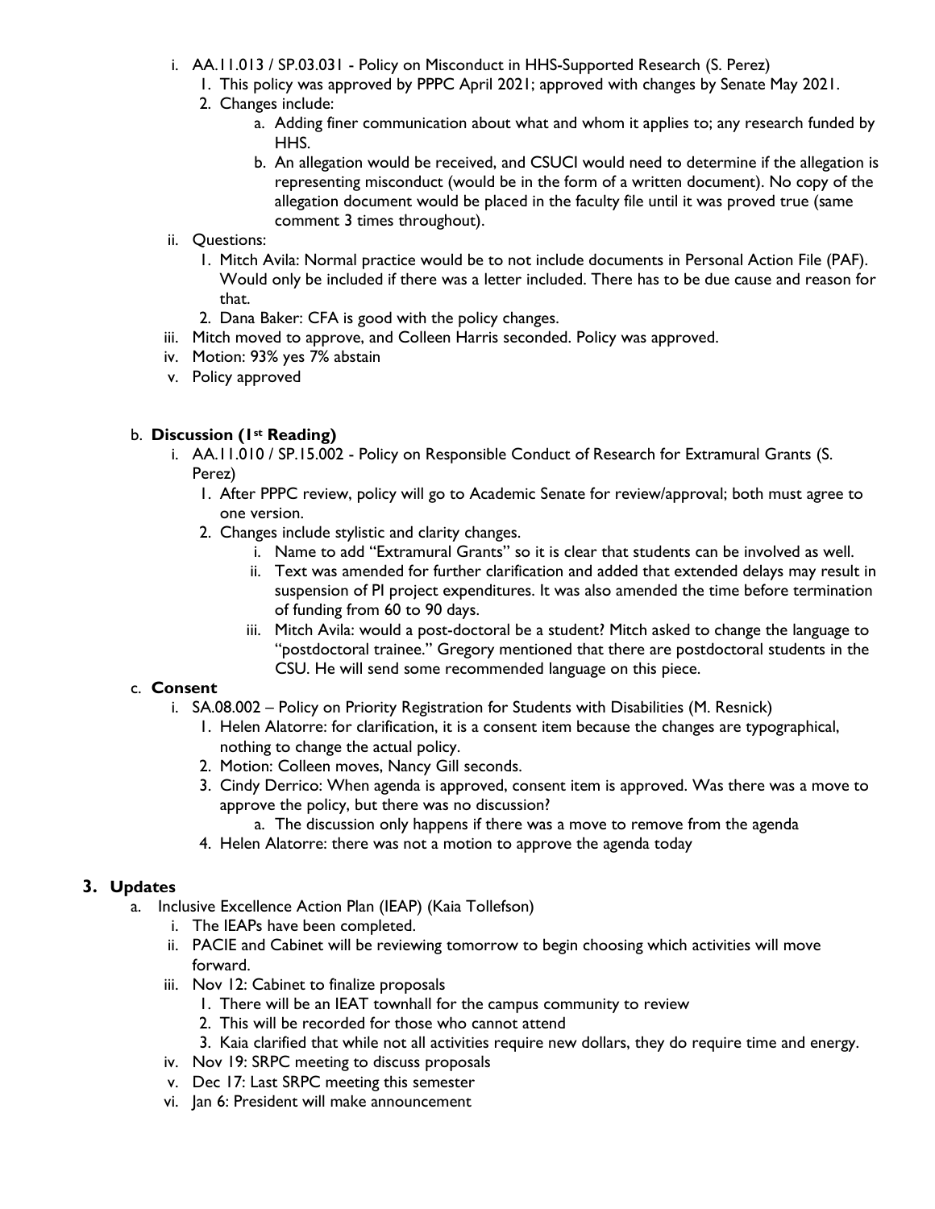i. AA.11.013 / SP.03.031 - Policy on Misconduct in HHS-Supported Research (S. Perez)
   1. This policy was approved by PPPC April 2021; approved with changes by Senate May 2021.
   2. Changes include:
      a. Adding finer communication about what and whom it applies to; any research funded by HHS.
      b. An allegation would be received, and CSUCI would need to determine if the allegation is representing misconduct (would be in the form of a written document). No copy of the allegation document would be placed in the faculty file until it was proved true (same comment 3 times throughout).

ii. Questions:
   1. Mitch Avila: Normal practice would be to not include documents in Personal Action File (PAF). Would only be included if there was a letter included. There has to be due cause and reason for that.
   2. Dana Baker: CFA is good with the policy changes.

iii. Mitch moved to approve, and Colleen Harris seconded. Policy was approved.

iv. Motion: 93% yes 7% abstain

v. Policy approved

b. **Discussion (1st Reading)**

   i. AA.11.010 / SP.15.002 - Policy on Responsible Conduct of Research for Extramural Grants (S. Perez)
      1. After PPPC review, policy will go to Academic Senate for review/approval; both must agree to one version.
      2. Changes include stylistic and clarity changes.
         i. Name to add "Extramural Grants" so it is clear that students can be involved as well.
         ii. Text was amended for further clarification and added that extended delays may result in suspension of PI project expenditures. It was also amended the time before termination of funding from 60 to 90 days.
         iii. Mitch Avila: would a post-doctoral be a student? Mitch asked to change the language to "postdoctoral trainee." Gregory mentioned that there are postdoctoral students in the CSU. He will send some recommended language on this piece.

c. **Consent**

   i. SA.08.002 – Policy on Priority Registration for Students with Disabilities (M. Resnick)
      1. Helen Alatorre: for clarification, it is a consent item because the changes are typographical, nothing to change the actual policy.
      2. Motion: Colleen moves, Nancy Gill seconds.
      3. Cindy Derrico: When agenda is approved, consent item is approved. Was there was a move to approve the policy, but there was no discussion?
         a. The discussion only happens if there was a move to remove from the agenda
      4. Helen Alatorre: there was not a motion to approve the agenda today

## 3. Updates

a. Inclusive Excellence Action Plan (IEAP) (Kaia Tollefson)
   i. The IEAPs have been completed.
   ii. PACIE and Cabinet will be reviewing tomorrow to begin choosing which activities will move forward.
   iii. Nov 12: Cabinet to finalize proposals
      1. There will be an IEAT townhall for the campus community to review
      2. This will be recorded for those who cannot attend
      3. Kaia clarified that while not all activities require new dollars, they do require time and energy.
   iv. Nov 19: SRPC meeting to discuss proposals
   v. Dec 17: Last SRPC meeting this semester
   vi. Jan 6: President will make announcement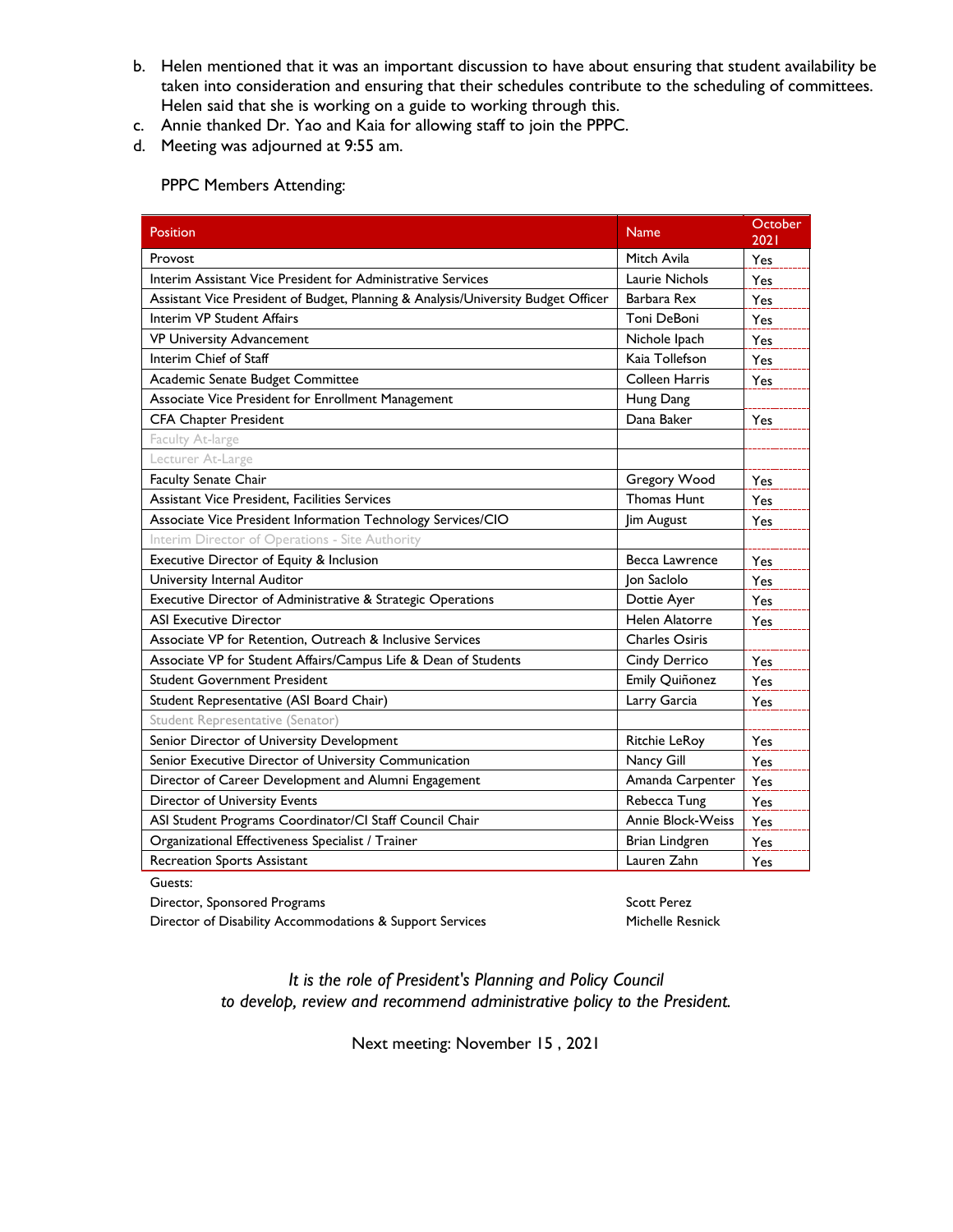b. Helen mentioned that it was an important discussion to have about ensuring that student availability be taken into consideration and ensuring that their schedules contribute to the scheduling of committees. Helen said that she is working on a guide to working through this.
c. Annie thanked Dr. Yao and Kaia for allowing staff to join the PPPC.
d. Meeting was adjourned at 9:55 am.

PPPC Members Attending:

| Position | Name | October 2021 |
|---|---|---|
| Provost | Mitch Avila | Yes |
| Interim Assistant Vice President for Administrative Services | Laurie Nichols | Yes |
| Assistant Vice President of Budget, Planning & Analysis/University Budget Officer | Barbara Rex | Yes |
| Interim VP Student Affairs | Toni DeBoni | Yes |
| VP University Advancement | Nichole Ipach | Yes |
| Interim Chief of Staff | Kaia Tollefson | Yes |
| Academic Senate Budget Committee | Colleen Harris | Yes |
| Associate Vice President for Enrollment Management | Hung Dang | |
| CFA Chapter President | Dana Baker | Yes |
| Faculty At-large | | |
| Lecturer At-Large | | |
| Faculty Senate Chair | Gregory Wood | Yes |
| Assistant Vice President, Facilities Services | Thomas Hunt | Yes |
| Associate Vice President Information Technology Services/CIO | Jim August | Yes |
| Interim Director of Operations - Site Authority | | |
| Executive Director of Equity & Inclusion | Becca Lawrence | Yes |
| University Internal Auditor | Jon Saclolo | Yes |
| Executive Director of Administrative & Strategic Operations | Dottie Ayer | Yes |
| ASI Executive Director | Helen Alatorre | Yes |
| Associate VP for Retention, Outreach & Inclusive Services | Charles Osiris | |
| Associate VP for Student Affairs/Campus Life & Dean of Students | Cindy Derrico | Yes |
| Student Government President | Emily Quiñonez | Yes |
| Student Representative (ASI Board Chair) | Larry Garcia | Yes |
| Student Representative (Senator) | | |
| Senior Director of University Development | Ritchie LeRoy | Yes |
| Senior Executive Director of University Communication | Nancy Gill | Yes |
| Director of Career Development and Alumni Engagement | Amanda Carpenter | Yes |
| Director of University Events | Rebecca Tung | Yes |
| ASI Student Programs Coordinator/CI Staff Council Chair | Annie Block-Weiss | Yes |
| Organizational Effectiveness Specialist / Trainer | Brian Lindgren | Yes |
| Recreation Sports Assistant | Lauren Zahn | Yes |

Guests:

Director, Sponsored Programs — Scott Perez

Director of Disability Accommodations & Support Services — Michelle Resnick

*It is the role of President's Planning and Policy Council to develop, review and recommend administrative policy to the President.*

Next meeting: November 15 , 2021